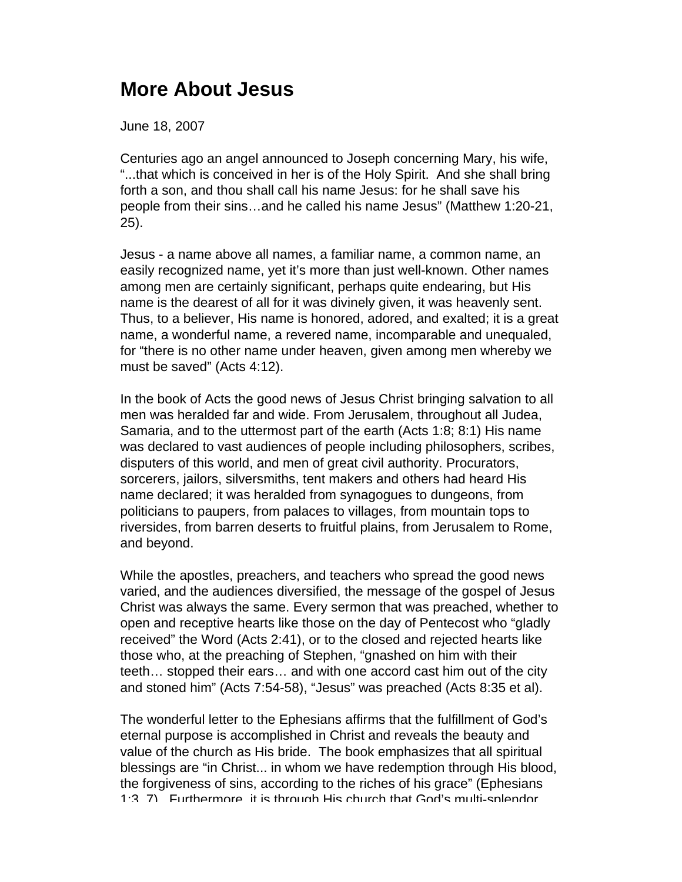# More About Jesus

June 18, 2007

Centuries ago an angel announced to Joseph concerning Mary, his wife, "...that which is conceived in her is of the Holy Spirit.  And she shall bring forth a son, and thou shall call his name Jesus: for he shall save his people from their sins…and he called his name Jesus" (Matthew 1:20-21, 25).

Jesus - a name above all names, a familiar name, a common name, an easily recognized name, yet it's more than just well-known. Other names among men are certainly significant, perhaps quite endearing, but His name is the dearest of all for it was divinely given, it was heavenly sent. Thus, to a believer, His name is honored, adored, and exalted; it is a great name, a wonderful name, a revered name, incomparable and unequaled, for "there is no other name under heaven, given among men whereby we must be saved" (Acts 4:12).

In the book of Acts the good news of Jesus Christ bringing salvation to all men was heralded far and wide. From Jerusalem, throughout all Judea, Samaria, and to the uttermost part of the earth (Acts 1:8; 8:1) His name was declared to vast audiences of people including philosophers, scribes, disputers of this world, and men of great civil authority. Procurators, sorcerers, jailors, silversmiths, tent makers and others had heard His name declared; it was heralded from synagogues to dungeons, from politicians to paupers, from palaces to villages, from mountain tops to riversides, from barren deserts to fruitful plains, from Jerusalem to Rome, and beyond.

While the apostles, preachers, and teachers who spread the good news varied, and the audiences diversified, the message of the gospel of Jesus Christ was always the same. Every sermon that was preached, whether to open and receptive hearts like those on the day of Pentecost who "gladly received" the Word (Acts 2:41), or to the closed and rejected hearts like those who, at the preaching of Stephen, "gnashed on him with their teeth… stopped their ears… and with one accord cast him out of the city and stoned him" (Acts 7:54-58), "Jesus" was preached (Acts 8:35 et al).

The wonderful letter to the Ephesians affirms that the fulfillment of God's eternal purpose is accomplished in Christ and reveals the beauty and value of the church as His bride.  The book emphasizes that all spiritual blessings are "in Christ... in whom we have redemption through His blood, the forgiveness of sins, according to the riches of his grace" (Ephesians 1:3, 7).  Furthermore, it is through His church that God's multi-splendor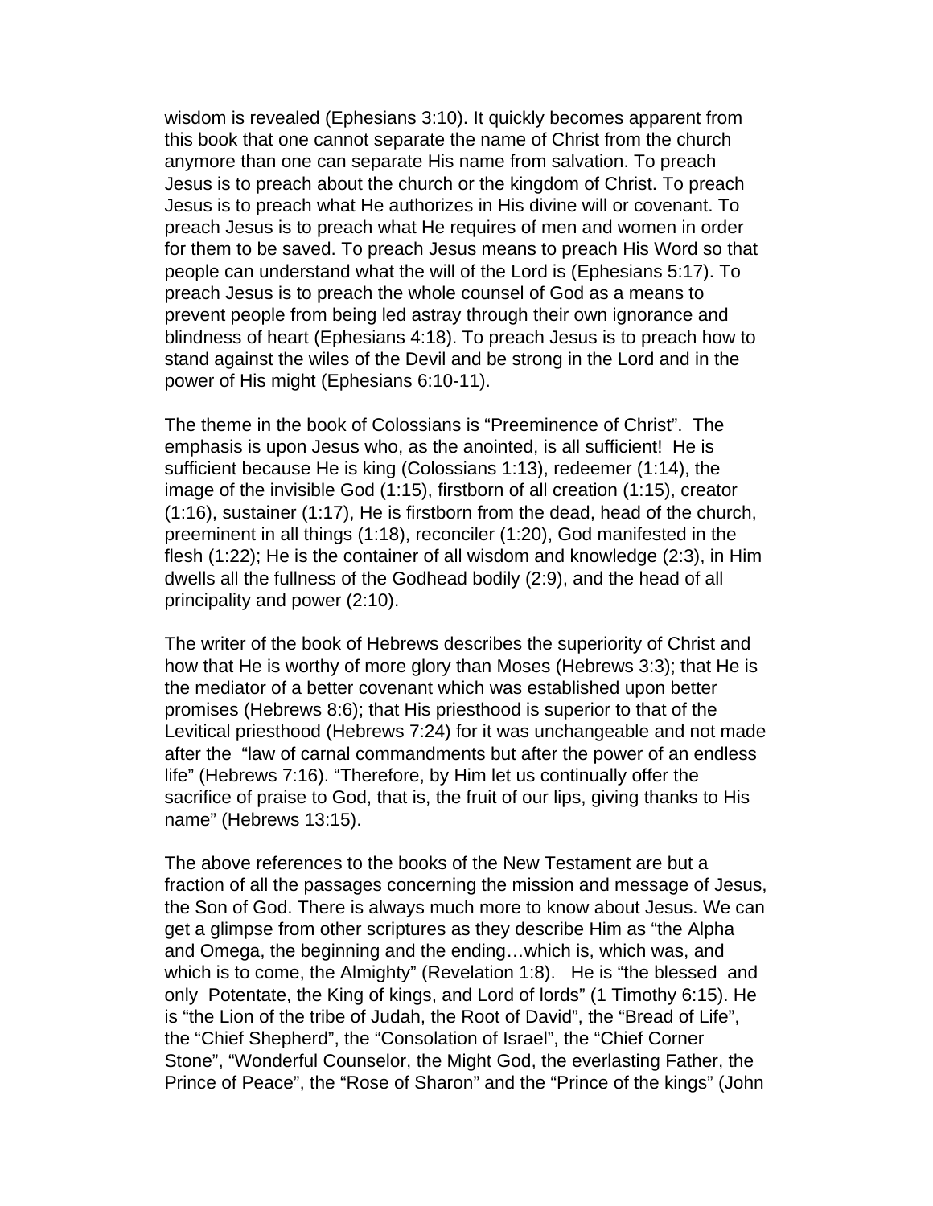wisdom is revealed (Ephesians 3:10). It quickly becomes apparent from this book that one cannot separate the name of Christ from the church anymore than one can separate His name from salvation. To preach Jesus is to preach about the church or the kingdom of Christ. To preach Jesus is to preach what He authorizes in His divine will or covenant. To preach Jesus is to preach what He requires of men and women in order for them to be saved. To preach Jesus means to preach His Word so that people can understand what the will of the Lord is (Ephesians 5:17). To preach Jesus is to preach the whole counsel of God as a means to prevent people from being led astray through their own ignorance and blindness of heart (Ephesians 4:18). To preach Jesus is to preach how to stand against the wiles of the Devil and be strong in the Lord and in the power of His might (Ephesians 6:10-11).

The theme in the book of Colossians is "Preeminence of Christ". The emphasis is upon Jesus who, as the anointed, is all sufficient! He is sufficient because He is king (Colossians 1:13), redeemer (1:14), the image of the invisible God (1:15), firstborn of all creation (1:15), creator (1:16), sustainer (1:17), He is firstborn from the dead, head of the church, preeminent in all things (1:18), reconciler (1:20), God manifested in the flesh (1:22); He is the container of all wisdom and knowledge (2:3), in Him dwells all the fullness of the Godhead bodily (2:9), and the head of all principality and power (2:10).

The writer of the book of Hebrews describes the superiority of Christ and how that He is worthy of more glory than Moses (Hebrews 3:3); that He is the mediator of a better covenant which was established upon better promises (Hebrews 8:6); that His priesthood is superior to that of the Levitical priesthood (Hebrews 7:24) for it was unchangeable and not made after the "law of carnal commandments but after the power of an endless life" (Hebrews 7:16). "Therefore, by Him let us continually offer the sacrifice of praise to God, that is, the fruit of our lips, giving thanks to His name" (Hebrews 13:15).

The above references to the books of the New Testament are but a fraction of all the passages concerning the mission and message of Jesus, the Son of God. There is always much more to know about Jesus. We can get a glimpse from other scriptures as they describe Him as "the Alpha and Omega, the beginning and the ending…which is, which was, and which is to come, the Almighty" (Revelation 1:8). He is "the blessed and only Potentate, the King of kings, and Lord of lords" (1 Timothy 6:15). He is "the Lion of the tribe of Judah, the Root of David", the "Bread of Life", the "Chief Shepherd", the "Consolation of Israel", the "Chief Corner Stone", "Wonderful Counselor, the Might God, the everlasting Father, the Prince of Peace", the "Rose of Sharon" and the "Prince of the kings" (John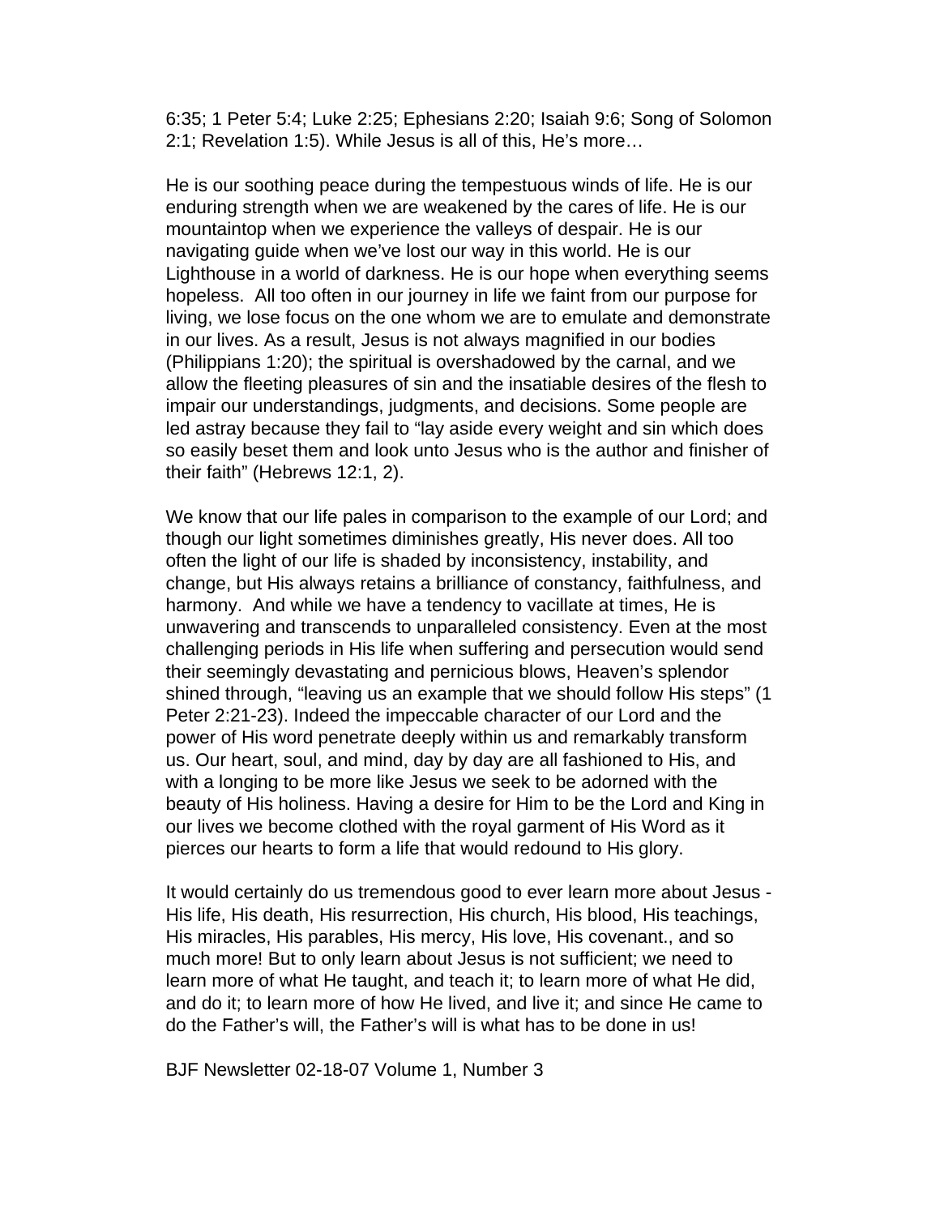6:35; 1 Peter 5:4; Luke 2:25; Ephesians 2:20; Isaiah 9:6; Song of Solomon 2:1; Revelation 1:5). While Jesus is all of this, He's more…

He is our soothing peace during the tempestuous winds of life. He is our enduring strength when we are weakened by the cares of life. He is our mountaintop when we experience the valleys of despair. He is our navigating guide when we've lost our way in this world. He is our Lighthouse in a world of darkness. He is our hope when everything seems hopeless. All too often in our journey in life we faint from our purpose for living, we lose focus on the one whom we are to emulate and demonstrate in our lives. As a result, Jesus is not always magnified in our bodies (Philippians 1:20); the spiritual is overshadowed by the carnal, and we allow the fleeting pleasures of sin and the insatiable desires of the flesh to impair our understandings, judgments, and decisions. Some people are led astray because they fail to "lay aside every weight and sin which does so easily beset them and look unto Jesus who is the author and finisher of their faith" (Hebrews 12:1, 2).

We know that our life pales in comparison to the example of our Lord; and though our light sometimes diminishes greatly, His never does. All too often the light of our life is shaded by inconsistency, instability, and change, but His always retains a brilliance of constancy, faithfulness, and harmony. And while we have a tendency to vacillate at times, He is unwavering and transcends to unparalleled consistency. Even at the most challenging periods in His life when suffering and persecution would send their seemingly devastating and pernicious blows, Heaven's splendor shined through, "leaving us an example that we should follow His steps" (1 Peter 2:21-23). Indeed the impeccable character of our Lord and the power of His word penetrate deeply within us and remarkably transform us. Our heart, soul, and mind, day by day are all fashioned to His, and with a longing to be more like Jesus we seek to be adorned with the beauty of His holiness. Having a desire for Him to be the Lord and King in our lives we become clothed with the royal garment of His Word as it pierces our hearts to form a life that would redound to His glory.

It would certainly do us tremendous good to ever learn more about Jesus - His life, His death, His resurrection, His church, His blood, His teachings, His miracles, His parables, His mercy, His love, His covenant., and so much more! But to only learn about Jesus is not sufficient; we need to learn more of what He taught, and teach it; to learn more of what He did, and do it; to learn more of how He lived, and live it; and since He came to do the Father's will, the Father's will is what has to be done in us!

BJF Newsletter 02-18-07 Volume 1, Number 3